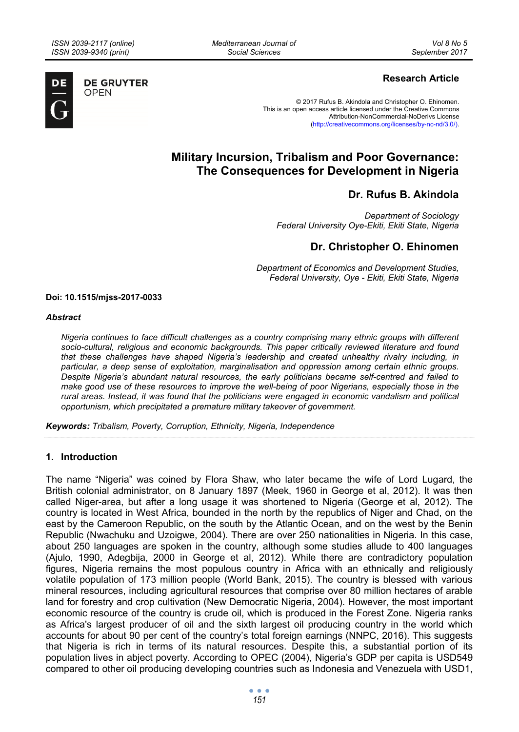Research Article

© 2017 Rufus B. Akindola and Christopher O. Ehinomen.
This is an open access article licensed under the Creative Commons Attribution-NonCommercial-NoDerivs License (http://creativecommons.org/licenses/by-nc-nd/3.0/).

# Military Incursion, Tribalism and Poor Governance: The Consequences for Development in Nigeria

## Dr. Rufus B. Akindola

*Department of Sociology*
*Federal University Oye-Ekiti, Ekiti State, Nigeria*

## Dr. Christopher O. Ehinomen

*Department of Economics and Development Studies,*
*Federal University, Oye - Ekiti, Ekiti State, Nigeria*

**Doi: 10.1515/mjss-2017-0033**

### *Abstract*

*Nigeria continues to face difficult challenges as a country comprising many ethnic groups with different socio-cultural, religious and economic backgrounds. This paper critically reviewed literature and found that these challenges have shaped Nigeria's leadership and created unhealthy rivalry including, in particular, a deep sense of exploitation, marginalisation and oppression among certain ethnic groups. Despite Nigeria's abundant natural resources, the early politicians became self-centred and failed to make good use of these resources to improve the well-being of poor Nigerians, especially those in the rural areas. Instead, it was found that the politicians were engaged in economic vandalism and political opportunism, which precipitated a premature military takeover of government.*

***Keywords:*** *Tribalism, Poverty, Corruption, Ethnicity, Nigeria, Independence*

## 1. Introduction

The name "Nigeria" was coined by Flora Shaw, who later became the wife of Lord Lugard, the British colonial administrator, on 8 January 1897 (Meek, 1960 in George et al, 2012). It was then called Niger-area, but after a long usage it was shortened to Nigeria (George et al, 2012). The country is located in West Africa, bounded in the north by the republics of Niger and Chad, on the east by the Cameroon Republic, on the south by the Atlantic Ocean, and on the west by the Benin Republic (Nwachuku and Uzoigwe, 2004). There are over 250 nationalities in Nigeria. In this case, about 250 languages are spoken in the country, although some studies allude to 400 languages (Ajulo, 1990, Adegbija, 2000 in George et al, 2012). While there are contradictory population figures, Nigeria remains the most populous country in Africa with an ethnically and religiously volatile population of 173 million people (World Bank, 2015). The country is blessed with various mineral resources, including agricultural resources that comprise over 80 million hectares of arable land for forestry and crop cultivation (New Democratic Nigeria, 2004). However, the most important economic resource of the country is crude oil, which is produced in the Forest Zone. Nigeria ranks as Africa's largest producer of oil and the sixth largest oil producing country in the world which accounts for about 90 per cent of the country's total foreign earnings (NNPC, 2016). This suggests that Nigeria is rich in terms of its natural resources. Despite this, a substantial portion of its population lives in abject poverty. According to OPEC (2004), Nigeria's GDP per capita is USD549 compared to other oil producing developing countries such as Indonesia and Venezuela with USD1,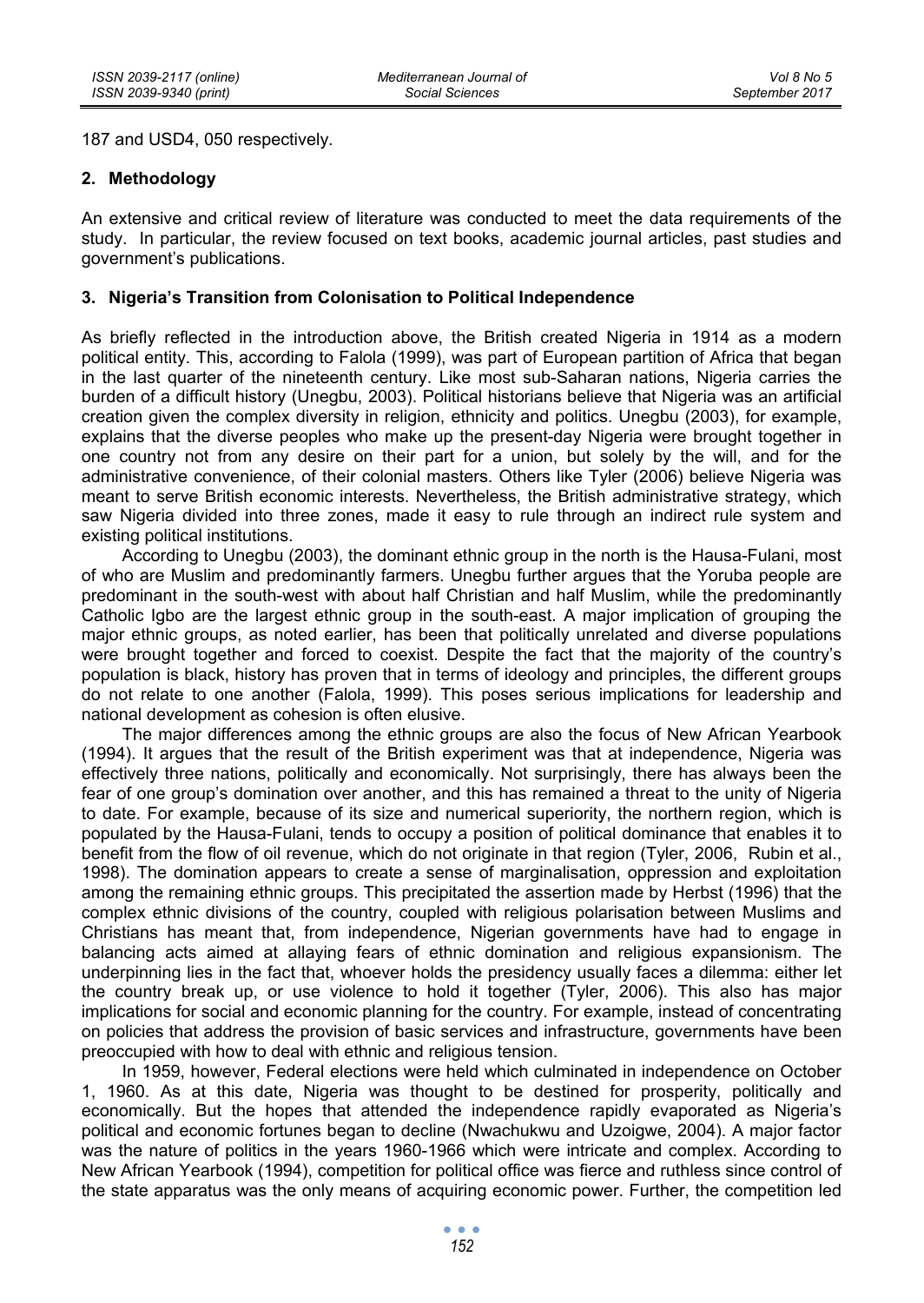187 and USD4, 050 respectively.

## 2. Methodology

An extensive and critical review of literature was conducted to meet the data requirements of the study. In particular, the review focused on text books, academic journal articles, past studies and government's publications.

## 3. Nigeria's Transition from Colonisation to Political Independence

As briefly reflected in the introduction above, the British created Nigeria in 1914 as a modern political entity. This, according to Falola (1999), was part of European partition of Africa that began in the last quarter of the nineteenth century. Like most sub-Saharan nations, Nigeria carries the burden of a difficult history (Unegbu, 2003). Political historians believe that Nigeria was an artificial creation given the complex diversity in religion, ethnicity and politics. Unegbu (2003), for example, explains that the diverse peoples who make up the present-day Nigeria were brought together in one country not from any desire on their part for a union, but solely by the will, and for the administrative convenience, of their colonial masters. Others like Tyler (2006) believe Nigeria was meant to serve British economic interests. Nevertheless, the British administrative strategy, which saw Nigeria divided into three zones, made it easy to rule through an indirect rule system and existing political institutions.

According to Unegbu (2003), the dominant ethnic group in the north is the Hausa-Fulani, most of who are Muslim and predominantly farmers. Unegbu further argues that the Yoruba people are predominant in the south-west with about half Christian and half Muslim, while the predominantly Catholic Igbo are the largest ethnic group in the south-east. A major implication of grouping the major ethnic groups, as noted earlier, has been that politically unrelated and diverse populations were brought together and forced to coexist. Despite the fact that the majority of the country's population is black, history has proven that in terms of ideology and principles, the different groups do not relate to one another (Falola, 1999). This poses serious implications for leadership and national development as cohesion is often elusive.

The major differences among the ethnic groups are also the focus of New African Yearbook (1994). It argues that the result of the British experiment was that at independence, Nigeria was effectively three nations, politically and economically. Not surprisingly, there has always been the fear of one group's domination over another, and this has remained a threat to the unity of Nigeria to date. For example, because of its size and numerical superiority, the northern region, which is populated by the Hausa-Fulani, tends to occupy a position of political dominance that enables it to benefit from the flow of oil revenue, which do not originate in that region (Tyler, 2006, Rubin et al., 1998). The domination appears to create a sense of marginalisation, oppression and exploitation among the remaining ethnic groups. This precipitated the assertion made by Herbst (1996) that the complex ethnic divisions of the country, coupled with religious polarisation between Muslims and Christians has meant that, from independence, Nigerian governments have had to engage in balancing acts aimed at allaying fears of ethnic domination and religious expansionism. The underpinning lies in the fact that, whoever holds the presidency usually faces a dilemma: either let the country break up, or use violence to hold it together (Tyler, 2006). This also has major implications for social and economic planning for the country. For example, instead of concentrating on policies that address the provision of basic services and infrastructure, governments have been preoccupied with how to deal with ethnic and religious tension.

In 1959, however, Federal elections were held which culminated in independence on October 1, 1960. As at this date, Nigeria was thought to be destined for prosperity, politically and economically. But the hopes that attended the independence rapidly evaporated as Nigeria's political and economic fortunes began to decline (Nwachukwu and Uzoigwe, 2004). A major factor was the nature of politics in the years 1960-1966 which were intricate and complex. According to New African Yearbook (1994), competition for political office was fierce and ruthless since control of the state apparatus was the only means of acquiring economic power. Further, the competition led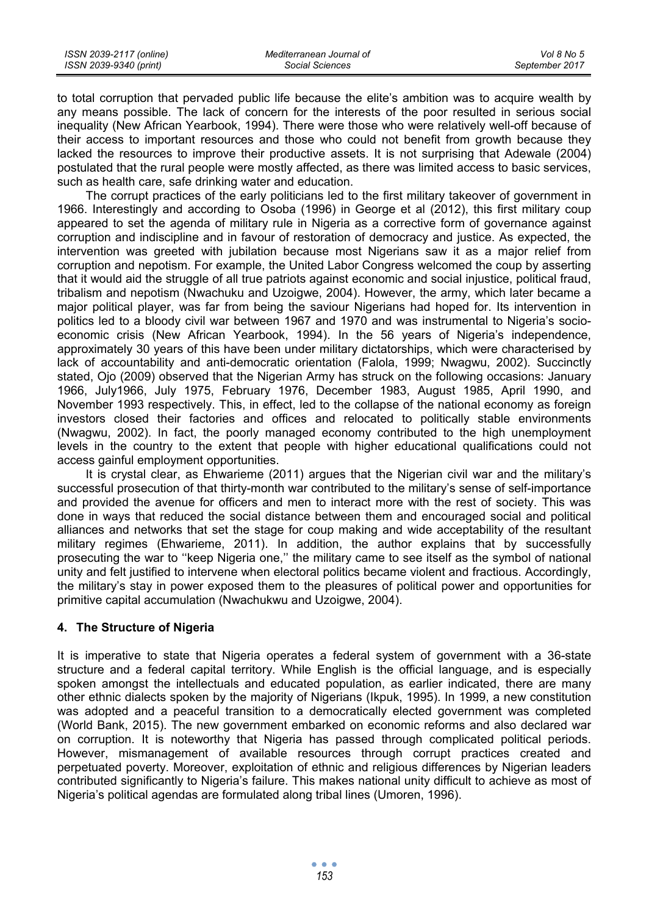to total corruption that pervaded public life because the elite's ambition was to acquire wealth by any means possible. The lack of concern for the interests of the poor resulted in serious social inequality (New African Yearbook, 1994). There were those who were relatively well-off because of their access to important resources and those who could not benefit from growth because they lacked the resources to improve their productive assets. It is not surprising that Adewale (2004) postulated that the rural people were mostly affected, as there was limited access to basic services, such as health care, safe drinking water and education.

The corrupt practices of the early politicians led to the first military takeover of government in 1966. Interestingly and according to Osoba (1996) in George et al (2012), this first military coup appeared to set the agenda of military rule in Nigeria as a corrective form of governance against corruption and indiscipline and in favour of restoration of democracy and justice. As expected, the intervention was greeted with jubilation because most Nigerians saw it as a major relief from corruption and nepotism. For example, the United Labor Congress welcomed the coup by asserting that it would aid the struggle of all true patriots against economic and social injustice, political fraud, tribalism and nepotism (Nwachuku and Uzoigwe, 2004). However, the army, which later became a major political player, was far from being the saviour Nigerians had hoped for. Its intervention in politics led to a bloody civil war between 1967 and 1970 and was instrumental to Nigeria's socio-economic crisis (New African Yearbook, 1994). In the 56 years of Nigeria's independence, approximately 30 years of this have been under military dictatorships, which were characterised by lack of accountability and anti-democratic orientation (Falola, 1999; Nwagwu, 2002). Succinctly stated, Ojo (2009) observed that the Nigerian Army has struck on the following occasions: January 1966, July1966, July 1975, February 1976, December 1983, August 1985, April 1990, and November 1993 respectively. This, in effect, led to the collapse of the national economy as foreign investors closed their factories and offices and relocated to politically stable environments (Nwagwu, 2002). In fact, the poorly managed economy contributed to the high unemployment levels in the country to the extent that people with higher educational qualifications could not access gainful employment opportunities.

It is crystal clear, as Ehwarieme (2011) argues that the Nigerian civil war and the military's successful prosecution of that thirty-month war contributed to the military's sense of self-importance and provided the avenue for officers and men to interact more with the rest of society. This was done in ways that reduced the social distance between them and encouraged social and political alliances and networks that set the stage for coup making and wide acceptability of the resultant military regimes (Ehwarieme, 2011). In addition, the author explains that by successfully prosecuting the war to ''keep Nigeria one,'' the military came to see itself as the symbol of national unity and felt justified to intervene when electoral politics became violent and fractious. Accordingly, the military's stay in power exposed them to the pleasures of political power and opportunities for primitive capital accumulation (Nwachukwu and Uzoigwe, 2004).

## 4. The Structure of Nigeria

It is imperative to state that Nigeria operates a federal system of government with a 36-state structure and a federal capital territory. While English is the official language, and is especially spoken amongst the intellectuals and educated population, as earlier indicated, there are many other ethnic dialects spoken by the majority of Nigerians (Ikpuk, 1995). In 1999, a new constitution was adopted and a peaceful transition to a democratically elected government was completed (World Bank, 2015). The new government embarked on economic reforms and also declared war on corruption. It is noteworthy that Nigeria has passed through complicated political periods. However, mismanagement of available resources through corrupt practices created and perpetuated poverty. Moreover, exploitation of ethnic and religious differences by Nigerian leaders contributed significantly to Nigeria's failure. This makes national unity difficult to achieve as most of Nigeria's political agendas are formulated along tribal lines (Umoren, 1996).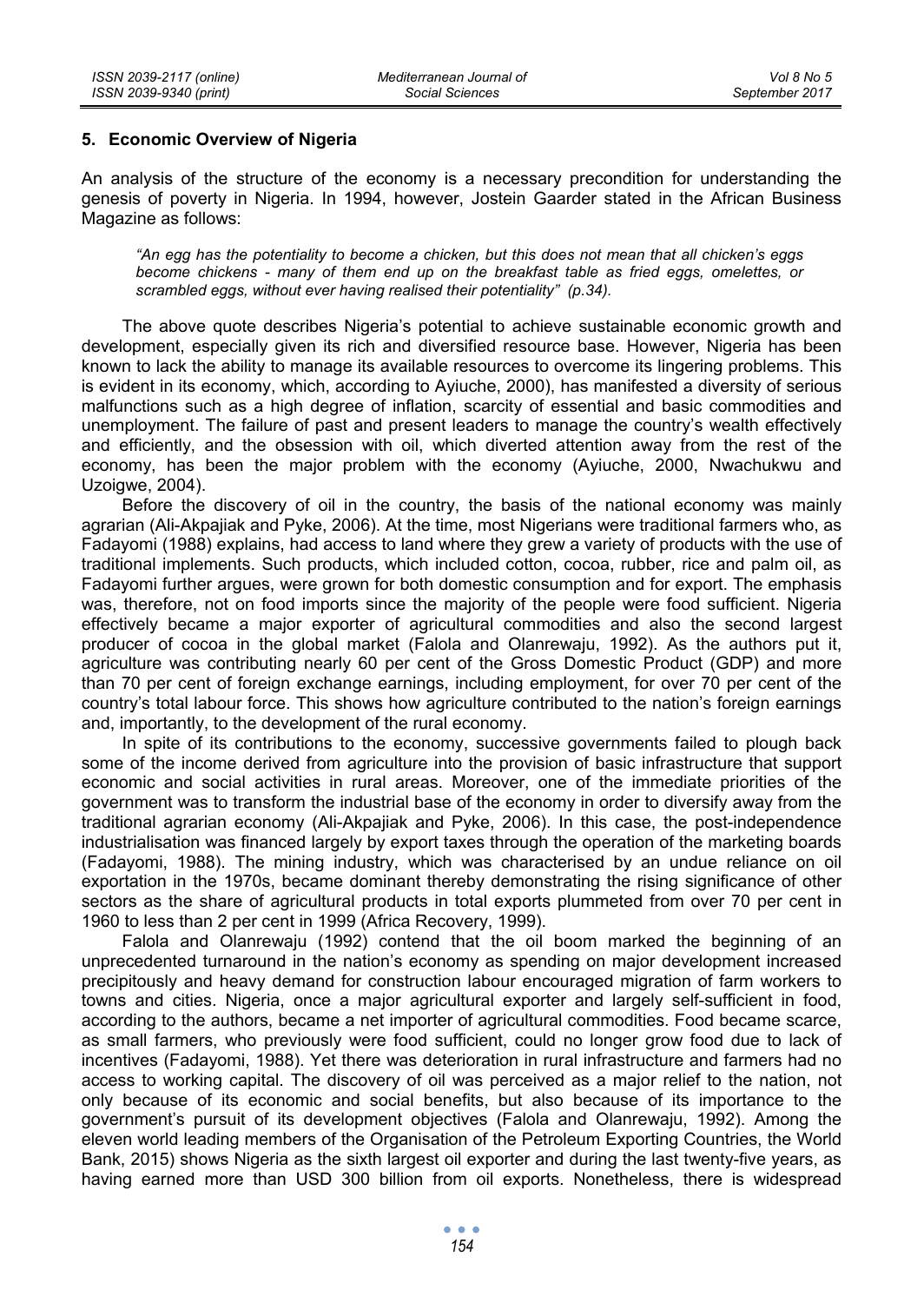## 5. Economic Overview of Nigeria

An analysis of the structure of the economy is a necessary precondition for understanding the genesis of poverty in Nigeria. In 1994, however, Jostein Gaarder stated in the African Business Magazine as follows:

> *"An egg has the potentiality to become a chicken, but this does not mean that all chicken's eggs become chickens - many of them end up on the breakfast table as fried eggs, omelettes, or scrambled eggs, without ever having realised their potentiality" (p.34).*

The above quote describes Nigeria's potential to achieve sustainable economic growth and development, especially given its rich and diversified resource base. However, Nigeria has been known to lack the ability to manage its available resources to overcome its lingering problems. This is evident in its economy, which, according to Ayiuche, 2000), has manifested a diversity of serious malfunctions such as a high degree of inflation, scarcity of essential and basic commodities and unemployment. The failure of past and present leaders to manage the country's wealth effectively and efficiently, and the obsession with oil, which diverted attention away from the rest of the economy, has been the major problem with the economy (Ayiuche, 2000, Nwachukwu and Uzoigwe, 2004).

Before the discovery of oil in the country, the basis of the national economy was mainly agrarian (Ali-Akpajiak and Pyke, 2006). At the time, most Nigerians were traditional farmers who, as Fadayomi (1988) explains, had access to land where they grew a variety of products with the use of traditional implements. Such products, which included cotton, cocoa, rubber, rice and palm oil, as Fadayomi further argues, were grown for both domestic consumption and for export. The emphasis was, therefore, not on food imports since the majority of the people were food sufficient. Nigeria effectively became a major exporter of agricultural commodities and also the second largest producer of cocoa in the global market (Falola and Olanrewaju, 1992). As the authors put it, agriculture was contributing nearly 60 per cent of the Gross Domestic Product (GDP) and more than 70 per cent of foreign exchange earnings, including employment, for over 70 per cent of the country's total labour force. This shows how agriculture contributed to the nation's foreign earnings and, importantly, to the development of the rural economy.

In spite of its contributions to the economy, successive governments failed to plough back some of the income derived from agriculture into the provision of basic infrastructure that support economic and social activities in rural areas. Moreover, one of the immediate priorities of the government was to transform the industrial base of the economy in order to diversify away from the traditional agrarian economy (Ali-Akpajiak and Pyke, 2006). In this case, the post-independence industrialisation was financed largely by export taxes through the operation of the marketing boards (Fadayomi, 1988). The mining industry, which was characterised by an undue reliance on oil exportation in the 1970s, became dominant thereby demonstrating the rising significance of other sectors as the share of agricultural products in total exports plummeted from over 70 per cent in 1960 to less than 2 per cent in 1999 (Africa Recovery, 1999).

Falola and Olanrewaju (1992) contend that the oil boom marked the beginning of an unprecedented turnaround in the nation's economy as spending on major development increased precipitously and heavy demand for construction labour encouraged migration of farm workers to towns and cities. Nigeria, once a major agricultural exporter and largely self-sufficient in food, according to the authors, became a net importer of agricultural commodities. Food became scarce, as small farmers, who previously were food sufficient, could no longer grow food due to lack of incentives (Fadayomi, 1988). Yet there was deterioration in rural infrastructure and farmers had no access to working capital. The discovery of oil was perceived as a major relief to the nation, not only because of its economic and social benefits, but also because of its importance to the government's pursuit of its development objectives (Falola and Olanrewaju, 1992). Among the eleven world leading members of the Organisation of the Petroleum Exporting Countries, the World Bank, 2015) shows Nigeria as the sixth largest oil exporter and during the last twenty-five years, as having earned more than USD 300 billion from oil exports. Nonetheless, there is widespread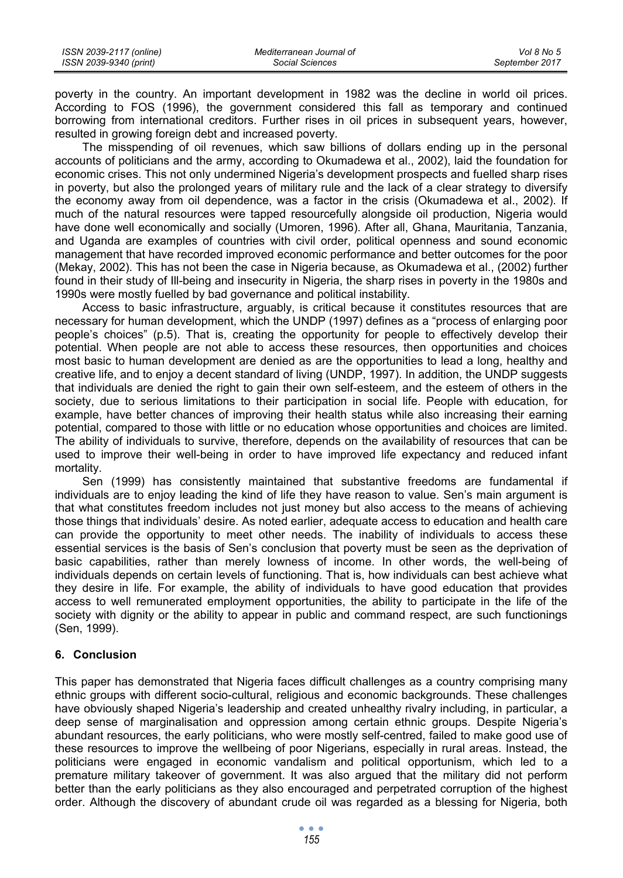poverty in the country. An important development in 1982 was the decline in world oil prices. According to FOS (1996), the government considered this fall as temporary and continued borrowing from international creditors. Further rises in oil prices in subsequent years, however, resulted in growing foreign debt and increased poverty.

The misspending of oil revenues, which saw billions of dollars ending up in the personal accounts of politicians and the army, according to Okumadewa et al., 2002), laid the foundation for economic crises. This not only undermined Nigeria's development prospects and fuelled sharp rises in poverty, but also the prolonged years of military rule and the lack of a clear strategy to diversify the economy away from oil dependence, was a factor in the crisis (Okumadewa et al., 2002). If much of the natural resources were tapped resourcefully alongside oil production, Nigeria would have done well economically and socially (Umoren, 1996). After all, Ghana, Mauritania, Tanzania, and Uganda are examples of countries with civil order, political openness and sound economic management that have recorded improved economic performance and better outcomes for the poor (Mekay, 2002). This has not been the case in Nigeria because, as Okumadewa et al., (2002) further found in their study of Ill-being and insecurity in Nigeria, the sharp rises in poverty in the 1980s and 1990s were mostly fuelled by bad governance and political instability.

Access to basic infrastructure, arguably, is critical because it constitutes resources that are necessary for human development, which the UNDP (1997) defines as a "process of enlarging poor people's choices" (p.5). That is, creating the opportunity for people to effectively develop their potential. When people are not able to access these resources, then opportunities and choices most basic to human development are denied as are the opportunities to lead a long, healthy and creative life, and to enjoy a decent standard of living (UNDP, 1997). In addition, the UNDP suggests that individuals are denied the right to gain their own self-esteem, and the esteem of others in the society, due to serious limitations to their participation in social life. People with education, for example, have better chances of improving their health status while also increasing their earning potential, compared to those with little or no education whose opportunities and choices are limited. The ability of individuals to survive, therefore, depends on the availability of resources that can be used to improve their well-being in order to have improved life expectancy and reduced infant mortality.

Sen (1999) has consistently maintained that substantive freedoms are fundamental if individuals are to enjoy leading the kind of life they have reason to value. Sen's main argument is that what constitutes freedom includes not just money but also access to the means of achieving those things that individuals' desire. As noted earlier, adequate access to education and health care can provide the opportunity to meet other needs. The inability of individuals to access these essential services is the basis of Sen's conclusion that poverty must be seen as the deprivation of basic capabilities, rather than merely lowness of income. In other words, the well-being of individuals depends on certain levels of functioning. That is, how individuals can best achieve what they desire in life. For example, the ability of individuals to have good education that provides access to well remunerated employment opportunities, the ability to participate in the life of the society with dignity or the ability to appear in public and command respect, are such functionings (Sen, 1999).

## 6. Conclusion

This paper has demonstrated that Nigeria faces difficult challenges as a country comprising many ethnic groups with different socio-cultural, religious and economic backgrounds. These challenges have obviously shaped Nigeria's leadership and created unhealthy rivalry including, in particular, a deep sense of marginalisation and oppression among certain ethnic groups. Despite Nigeria's abundant resources, the early politicians, who were mostly self-centred, failed to make good use of these resources to improve the wellbeing of poor Nigerians, especially in rural areas. Instead, the politicians were engaged in economic vandalism and political opportunism, which led to a premature military takeover of government. It was also argued that the military did not perform better than the early politicians as they also encouraged and perpetrated corruption of the highest order. Although the discovery of abundant crude oil was regarded as a blessing for Nigeria, both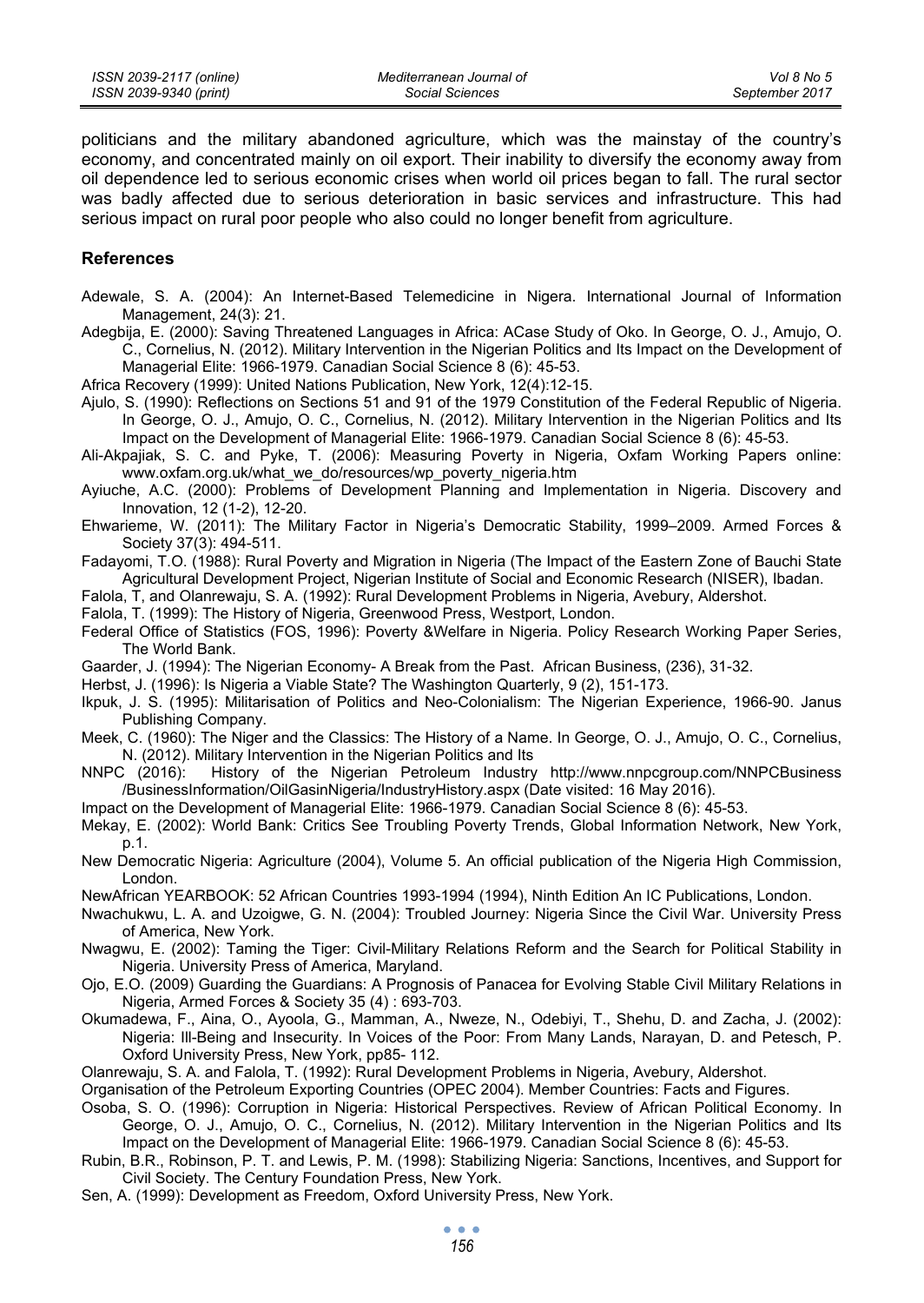politicians and the military abandoned agriculture, which was the mainstay of the country's economy, and concentrated mainly on oil export. Their inability to diversify the economy away from oil dependence led to serious economic crises when world oil prices began to fall. The rural sector was badly affected due to serious deterioration in basic services and infrastructure. This had serious impact on rural poor people who also could no longer benefit from agriculture.

### References

Adewale, S. A. (2004): An Internet-Based Telemedicine in Nigera. International Journal of Information Management, 24(3): 21.

Adegbija, E. (2000): Saving Threatened Languages in Africa: ACase Study of Oko. In George, O. J., Amujo, O. C., Cornelius, N. (2012). Military Intervention in the Nigerian Politics and Its Impact on the Development of Managerial Elite: 1966-1979. Canadian Social Science 8 (6): 45-53.

Africa Recovery (1999): United Nations Publication, New York, 12(4):12-15.

Ajulo, S. (1990): Reflections on Sections 51 and 91 of the 1979 Constitution of the Federal Republic of Nigeria. In George, O. J., Amujo, O. C., Cornelius, N. (2012). Military Intervention in the Nigerian Politics and Its Impact on the Development of Managerial Elite: 1966-1979. Canadian Social Science 8 (6): 45-53.

Ali-Akpajiak, S. C. and Pyke, T. (2006): Measuring Poverty in Nigeria, Oxfam Working Papers online: www.oxfam.org.uk/what_we_do/resources/wp_poverty_nigeria.htm

Ayiuche, A.C. (2000): Problems of Development Planning and Implementation in Nigeria. Discovery and Innovation, 12 (1-2), 12-20.

Ehwarieme, W. (2011): The Military Factor in Nigeria's Democratic Stability, 1999–2009. Armed Forces & Society 37(3): 494-511.

Fadayomi, T.O. (1988): Rural Poverty and Migration in Nigeria (The Impact of the Eastern Zone of Bauchi State Agricultural Development Project, Nigerian Institute of Social and Economic Research (NISER), Ibadan.

Falola, T, and Olanrewaju, S. A. (1992): Rural Development Problems in Nigeria, Avebury, Aldershot.

Falola, T. (1999): The History of Nigeria, Greenwood Press, Westport, London.

Federal Office of Statistics (FOS, 1996): Poverty &Welfare in Nigeria. Policy Research Working Paper Series, The World Bank.

Gaarder, J. (1994): The Nigerian Economy- A Break from the Past. African Business, (236), 31-32.

Herbst, J. (1996): Is Nigeria a Viable State? The Washington Quarterly, 9 (2), 151-173.

Ikpuk, J. S. (1995): Militarisation of Politics and Neo-Colonialism: The Nigerian Experience, 1966-90. Janus Publishing Company.

Meek, C. (1960): The Niger and the Classics: The History of a Name. In George, O. J., Amujo, O. C., Cornelius, N. (2012). Military Intervention in the Nigerian Politics and Its

NNPC (2016): History of the Nigerian Petroleum Industry http://www.nnpcgroup.com/NNPCBusiness /BusinessInformation/OilGasinNigeria/IndustryHistory.aspx (Date visited: 16 May 2016).

Impact on the Development of Managerial Elite: 1966-1979. Canadian Social Science 8 (6): 45-53.

Mekay, E. (2002): World Bank: Critics See Troubling Poverty Trends, Global Information Network, New York, p.1.

New Democratic Nigeria: Agriculture (2004), Volume 5. An official publication of the Nigeria High Commission, London.

NewAfrican YEARBOOK: 52 African Countries 1993-1994 (1994), Ninth Edition An IC Publications, London.

Nwachukwu, L. A. and Uzoigwe, G. N. (2004): Troubled Journey: Nigeria Since the Civil War. University Press of America, New York.

Nwagwu, E. (2002): Taming the Tiger: Civil-Military Relations Reform and the Search for Political Stability in Nigeria. University Press of America, Maryland.

Ojo, E.O. (2009) Guarding the Guardians: A Prognosis of Panacea for Evolving Stable Civil Military Relations in Nigeria, Armed Forces & Society 35 (4) : 693-703.

Okumadewa, F., Aina, O., Ayoola, G., Mamman, A., Nweze, N., Odebiyi, T., Shehu, D. and Zacha, J. (2002): Nigeria: Ill-Being and Insecurity. In Voices of the Poor: From Many Lands, Narayan, D. and Petesch, P. Oxford University Press, New York, pp85- 112.

Olanrewaju, S. A. and Falola, T. (1992): Rural Development Problems in Nigeria, Avebury, Aldershot.

Organisation of the Petroleum Exporting Countries (OPEC 2004). Member Countries: Facts and Figures.

Osoba, S. O. (1996): Corruption in Nigeria: Historical Perspectives. Review of African Political Economy. In George, O. J., Amujo, O. C., Cornelius, N. (2012). Military Intervention in the Nigerian Politics and Its Impact on the Development of Managerial Elite: 1966-1979. Canadian Social Science 8 (6): 45-53.

Rubin, B.R., Robinson, P. T. and Lewis, P. M. (1998): Stabilizing Nigeria: Sanctions, Incentives, and Support for Civil Society. The Century Foundation Press, New York.

Sen, A. (1999): Development as Freedom, Oxford University Press, New York.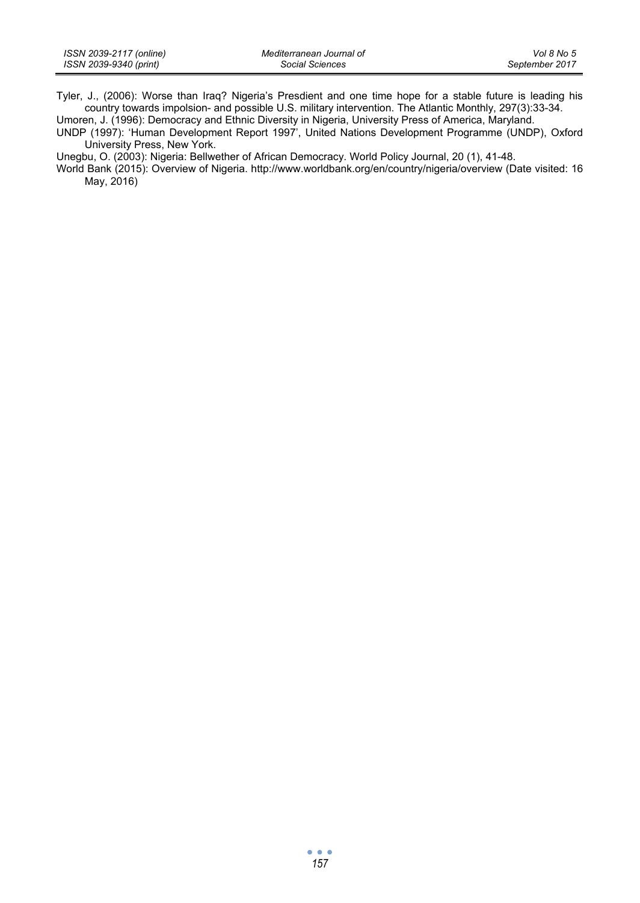Tyler, J., (2006): Worse than Iraq? Nigeria's Presdient and one time hope for a stable future is leading his country towards impolsion- and possible U.S. military intervention. The Atlantic Monthly, 297(3):33-34.

Umoren, J. (1996): Democracy and Ethnic Diversity in Nigeria, University Press of America, Maryland.

UNDP (1997): 'Human Development Report 1997', United Nations Development Programme (UNDP), Oxford University Press, New York.

Unegbu, O. (2003): Nigeria: Bellwether of African Democracy. World Policy Journal, 20 (1), 41-48.

World Bank (2015): Overview of Nigeria. http://www.worldbank.org/en/country/nigeria/overview (Date visited: 16 May, 2016)